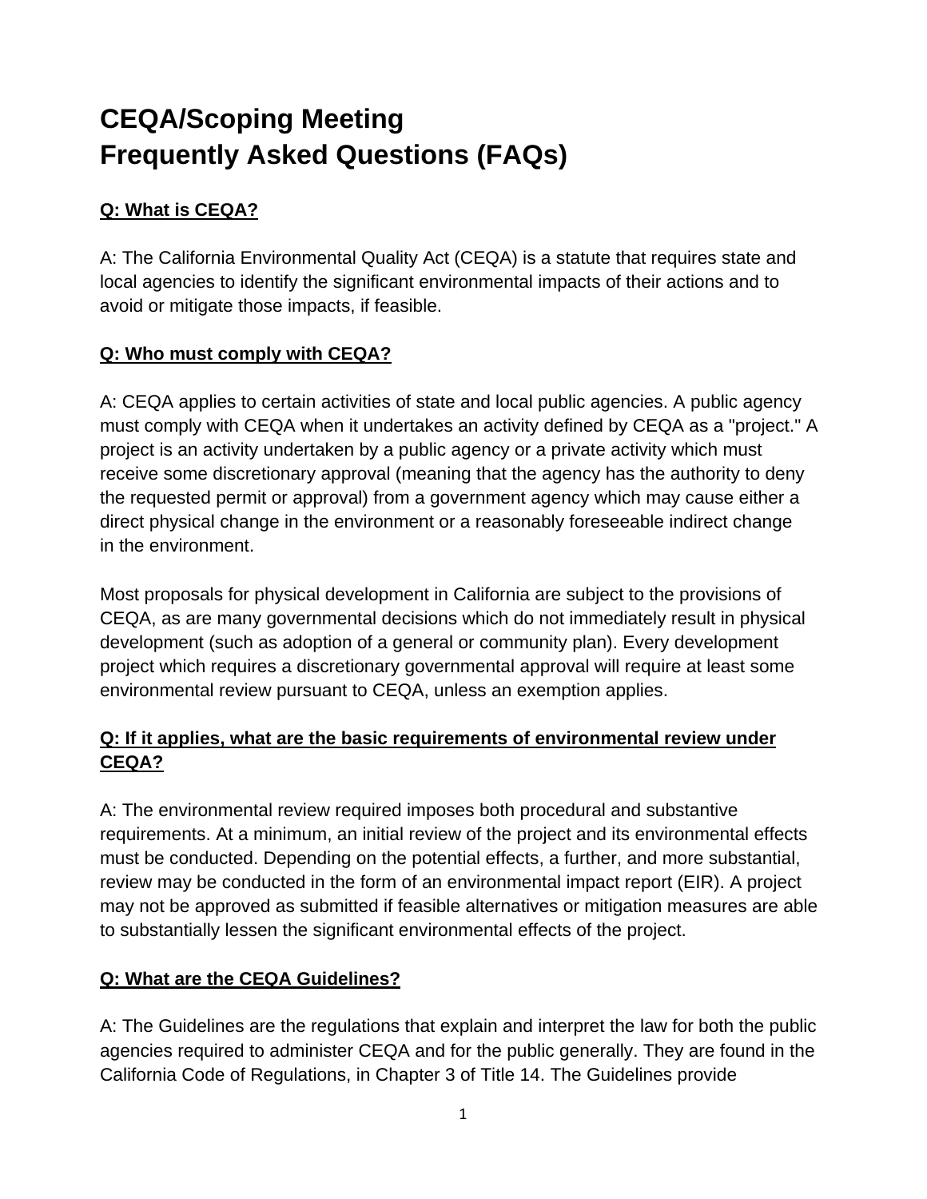# CEQA/Scoping Meeting Frequently Asked Questions (FAQs)

**Q: What is CEQA?**

A: The California Environmental Quality Act (CEQA) is a statute that requires state and local agencies to identify the significant environmental impacts of their actions and to avoid or mitigate those impacts, if feasible.

**Q: Who must comply with CEQA?**

A: CEQA applies to certain activities of state and local public agencies. A public agency must comply with CEQA when it undertakes an activity defined by CEQA as a "project." A project is an activity undertaken by a public agency or a private activity which must receive some discretionary approval (meaning that the agency has the authority to deny the requested permit or approval) from a government agency which may cause either a direct physical change in the environment or a reasonably foreseeable indirect change in the environment.

Most proposals for physical development in California are subject to the provisions of CEQA, as are many governmental decisions which do not immediately result in physical development (such as adoption of a general or community plan). Every development project which requires a discretionary governmental approval will require at least some environmental review pursuant to CEQA, unless an exemption applies.

**Q: If it applies, what are the basic requirements of environmental review under CEQA?**

A: The environmental review required imposes both procedural and substantive requirements. At a minimum, an initial review of the project and its environmental effects must be conducted. Depending on the potential effects, a further, and more substantial, review may be conducted in the form of an environmental impact report (EIR). A project may not be approved as submitted if feasible alternatives or mitigation measures are able to substantially lessen the significant environmental effects of the project.

**Q: What are the CEQA Guidelines?**

A: The Guidelines are the regulations that explain and interpret the law for both the public agencies required to administer CEQA and for the public generally. They are found in the California Code of Regulations, in Chapter 3 of Title 14. The Guidelines provide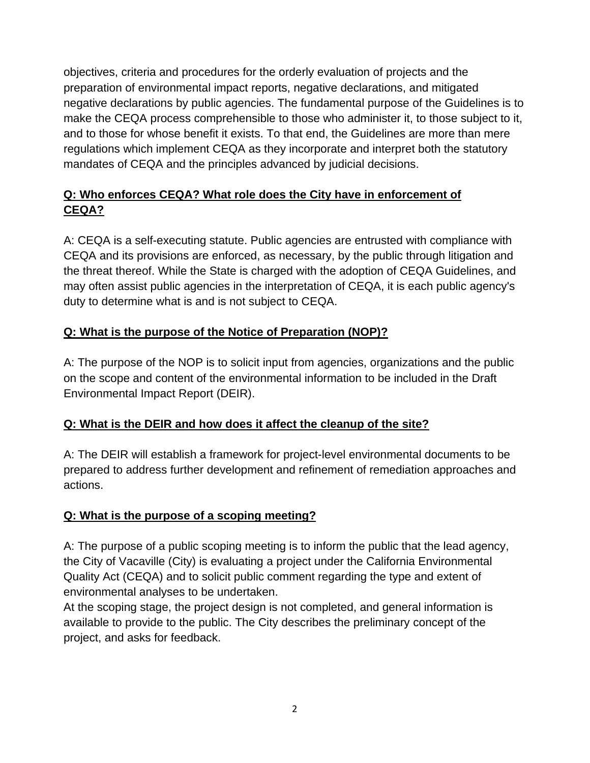objectives, criteria and procedures for the orderly evaluation of projects and the preparation of environmental impact reports, negative declarations, and mitigated negative declarations by public agencies. The fundamental purpose of the Guidelines is to make the CEQA process comprehensible to those who administer it, to those subject to it, and to those for whose benefit it exists. To that end, the Guidelines are more than mere regulations which implement CEQA as they incorporate and interpret both the statutory mandates of CEQA and the principles advanced by judicial decisions.

**Q: Who enforces CEQA? What role does the City have in enforcement of CEQA?**

A: CEQA is a self-executing statute. Public agencies are entrusted with compliance with CEQA and its provisions are enforced, as necessary, by the public through litigation and the threat thereof. While the State is charged with the adoption of CEQA Guidelines, and may often assist public agencies in the interpretation of CEQA, it is each public agency's duty to determine what is and is not subject to CEQA.

**Q: What is the purpose of the Notice of Preparation (NOP)?**

A: The purpose of the NOP is to solicit input from agencies, organizations and the public on the scope and content of the environmental information to be included in the Draft Environmental Impact Report (DEIR).

**Q: What is the DEIR and how does it affect the cleanup of the site?**

A: The DEIR will establish a framework for project-level environmental documents to be prepared to address further development and refinement of remediation approaches and actions.

**Q: What is the purpose of a scoping meeting?**

A: The purpose of a public scoping meeting is to inform the public that the lead agency, the City of Vacaville (City) is evaluating a project under the California Environmental Quality Act (CEQA) and to solicit public comment regarding the type and extent of environmental analyses to be undertaken.
At the scoping stage, the project design is not completed, and general information is available to provide to the public. The City describes the preliminary concept of the project, and asks for feedback.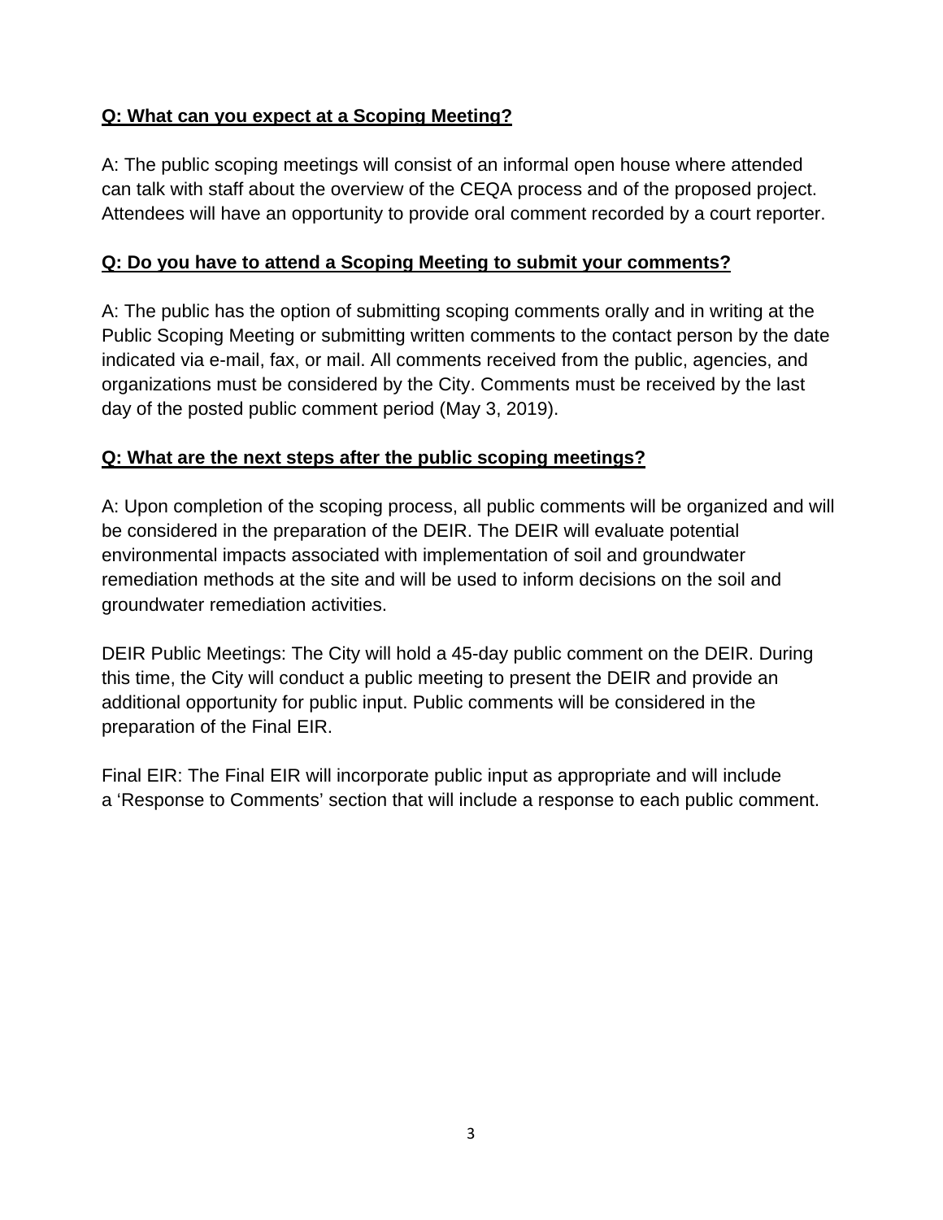**<u>Q: What can you expect at a Scoping Meeting?</u>**

A: The public scoping meetings will consist of an informal open house where attended can talk with staff about the overview of the CEQA process and of the proposed project. Attendees will have an opportunity to provide oral comment recorded by a court reporter.

**<u>Q: Do you have to attend a Scoping Meeting to submit your comments?</u>**

A: The public has the option of submitting scoping comments orally and in writing at the Public Scoping Meeting or submitting written comments to the contact person by the date indicated via e-mail, fax, or mail. All comments received from the public, agencies, and organizations must be considered by the City. Comments must be received by the last day of the posted public comment period (May 3, 2019).

**<u>Q: What are the next steps after the public scoping meetings?</u>**

A: Upon completion of the scoping process, all public comments will be organized and will be considered in the preparation of the DEIR. The DEIR will evaluate potential environmental impacts associated with implementation of soil and groundwater remediation methods at the site and will be used to inform decisions on the soil and groundwater remediation activities.

DEIR Public Meetings: The City will hold a 45-day public comment on the DEIR. During this time, the City will conduct a public meeting to present the DEIR and provide an additional opportunity for public input. Public comments will be considered in the preparation of the Final EIR.

Final EIR: The Final EIR will incorporate public input as appropriate and will include a 'Response to Comments' section that will include a response to each public comment.